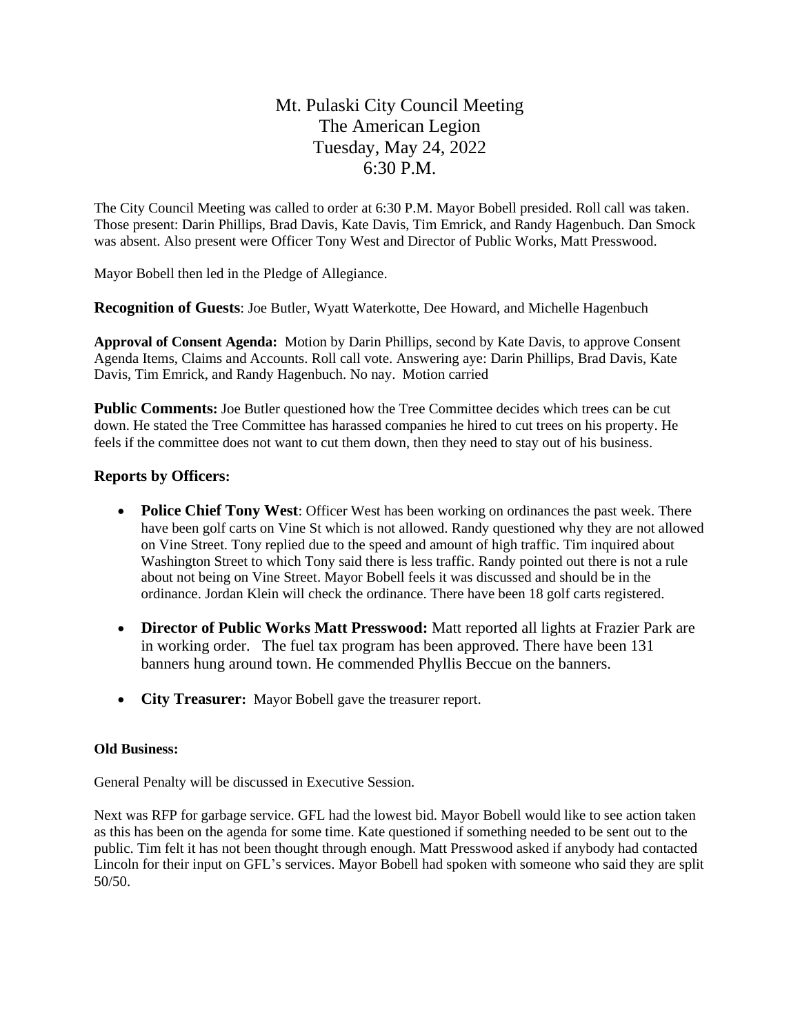# Mt. Pulaski City Council Meeting
## The American Legion
## Tuesday, May 24, 2022
## 6:30 P.M.

The City Council Meeting was called to order at 6:30 P.M. Mayor Bobell presided. Roll call was taken. Those present: Darin Phillips, Brad Davis, Kate Davis, Tim Emrick, and Randy Hagenbuch. Dan Smock was absent. Also present were Officer Tony West and Director of Public Works, Matt Presswood.

Mayor Bobell then led in the Pledge of Allegiance.

**Recognition of Guests**: Joe Butler, Wyatt Waterkotte, Dee Howard, and Michelle Hagenbuch

**Approval of Consent Agenda:** Motion by Darin Phillips, second by Kate Davis, to approve Consent Agenda Items, Claims and Accounts. Roll call vote. Answering aye: Darin Phillips, Brad Davis, Kate Davis, Tim Emrick, and Randy Hagenbuch. No nay. Motion carried

**Public Comments:** Joe Butler questioned how the Tree Committee decides which trees can be cut down. He stated the Tree Committee has harassed companies he hired to cut trees on his property. He feels if the committee does not want to cut them down, then they need to stay out of his business.

**Reports by Officers:**

- **Police Chief Tony West**: Officer West has been working on ordinances the past week. There have been golf carts on Vine St which is not allowed. Randy questioned why they are not allowed on Vine Street. Tony replied due to the speed and amount of high traffic. Tim inquired about Washington Street to which Tony said there is less traffic. Randy pointed out there is not a rule about not being on Vine Street. Mayor Bobell feels it was discussed and should be in the ordinance. Jordan Klein will check the ordinance. There have been 18 golf carts registered.

- **Director of Public Works Matt Presswood:** Matt reported all lights at Frazier Park are in working order. The fuel tax program has been approved. There have been 131 banners hung around town. He commended Phyllis Beccue on the banners.

- **City Treasurer:** Mayor Bobell gave the treasurer report.

**Old Business:**

General Penalty will be discussed in Executive Session.

Next was RFP for garbage service. GFL had the lowest bid. Mayor Bobell would like to see action taken as this has been on the agenda for some time. Kate questioned if something needed to be sent out to the public. Tim felt it has not been thought through enough. Matt Presswood asked if anybody had contacted Lincoln for their input on GFL's services. Mayor Bobell had spoken with someone who said they are split 50/50.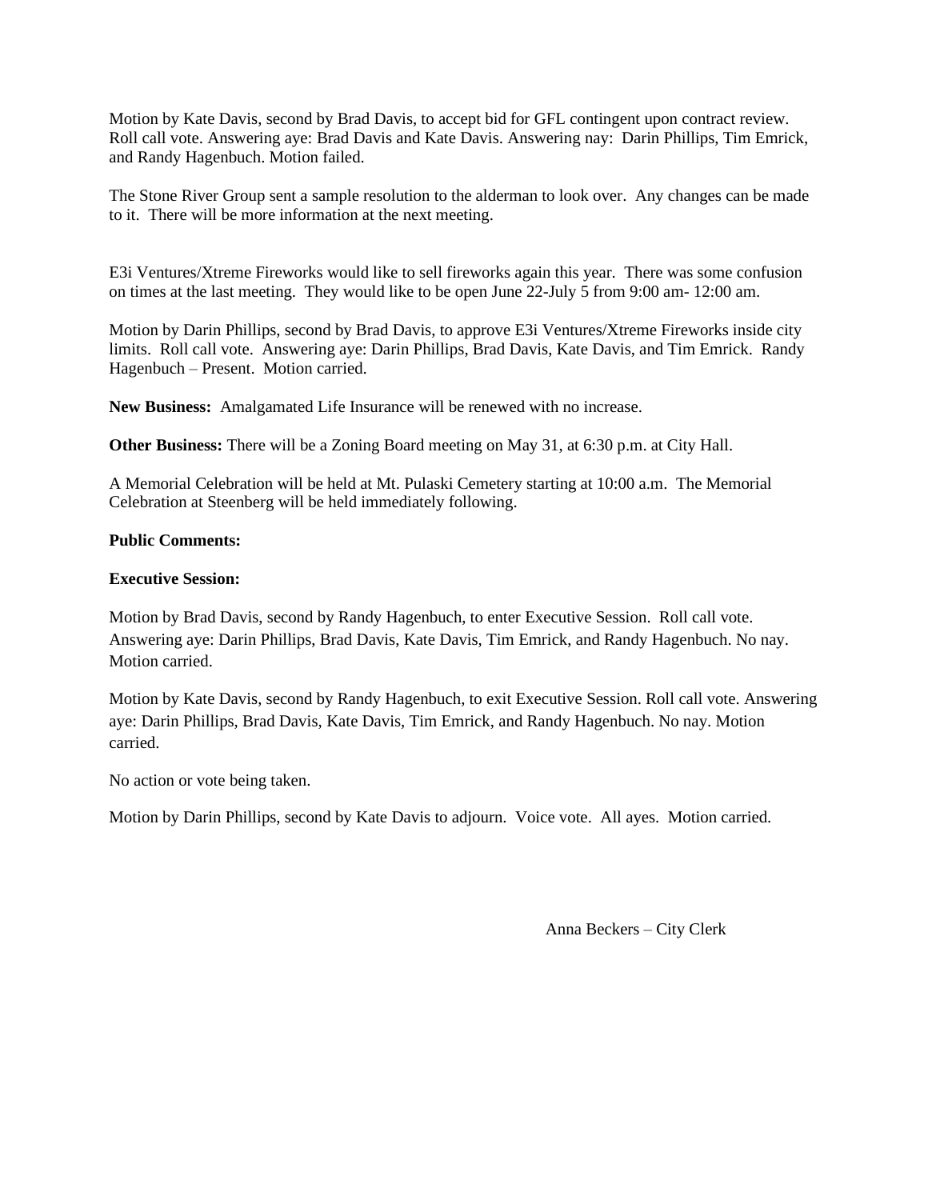Motion by Kate Davis, second by Brad Davis, to accept bid for GFL contingent upon contract review. Roll call vote. Answering aye: Brad Davis and Kate Davis. Answering nay: Darin Phillips, Tim Emrick, and Randy Hagenbuch. Motion failed.

The Stone River Group sent a sample resolution to the alderman to look over. Any changes can be made to it. There will be more information at the next meeting.

E3i Ventures/Xtreme Fireworks would like to sell fireworks again this year. There was some confusion on times at the last meeting. They would like to be open June 22-July 5 from 9:00 am- 12:00 am.

Motion by Darin Phillips, second by Brad Davis, to approve E3i Ventures/Xtreme Fireworks inside city limits. Roll call vote. Answering aye: Darin Phillips, Brad Davis, Kate Davis, and Tim Emrick. Randy Hagenbuch – Present. Motion carried.

**New Business:** Amalgamated Life Insurance will be renewed with no increase.

**Other Business:** There will be a Zoning Board meeting on May 31, at 6:30 p.m. at City Hall.

A Memorial Celebration will be held at Mt. Pulaski Cemetery starting at 10:00 a.m. The Memorial Celebration at Steenberg will be held immediately following.

**Public Comments:**

**Executive Session:**

Motion by Brad Davis, second by Randy Hagenbuch, to enter Executive Session. Roll call vote. Answering aye: Darin Phillips, Brad Davis, Kate Davis, Tim Emrick, and Randy Hagenbuch. No nay. Motion carried.

Motion by Kate Davis, second by Randy Hagenbuch, to exit Executive Session. Roll call vote. Answering aye: Darin Phillips, Brad Davis, Kate Davis, Tim Emrick, and Randy Hagenbuch. No nay. Motion carried.

No action or vote being taken.

Motion by Darin Phillips, second by Kate Davis to adjourn. Voice vote. All ayes. Motion carried.

Anna Beckers – City Clerk